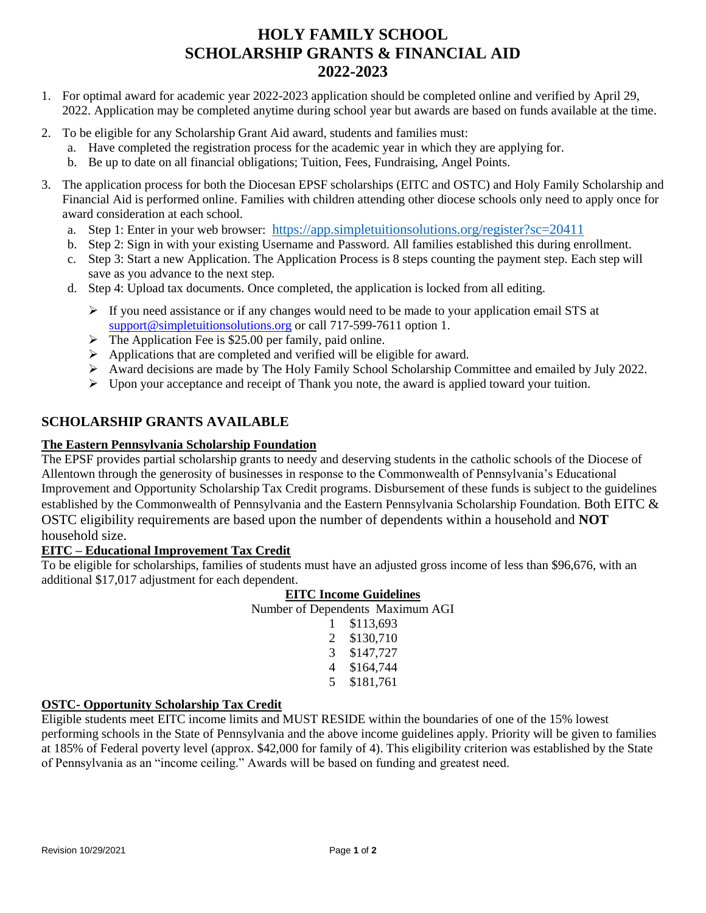# HOLY FAMILY SCHOOL
# SCHOLARSHIP GRANTS & FINANCIAL AID
# 2022-2023

1. For optimal award for academic year 2022-2023 application should be completed online and verified by April 29, 2022. Application may be completed anytime during school year but awards are based on funds available at the time.
2. To be eligible for any Scholarship Grant Aid award, students and families must:
   a. Have completed the registration process for the academic year in which they are applying for.
   b. Be up to date on all financial obligations; Tuition, Fees, Fundraising, Angel Points.
3. The application process for both the Diocesan EPSF scholarships (EITC and OSTC) and Holy Family Scholarship and Financial Aid is performed online. Families with children attending other diocese schools only need to apply once for award consideration at each school.
   a. Step 1: Enter in your web browser: https://app.simpletuitionsolutions.org/register?sc=20411
   b. Step 2: Sign in with your existing Username and Password. All families established this during enrollment.
   c. Step 3: Start a new Application. The Application Process is 8 steps counting the payment step. Each step will save as you advance to the next step.
   d. Step 4: Upload tax documents. Once completed, the application is locked from all editing.
      - If you need assistance or if any changes would need to be made to your application email STS at support@simpletuitionsolutions.org or call 717-599-7611 option 1.
      - The Application Fee is $25.00 per family, paid online.
      - Applications that are completed and verified will be eligible for award.
      - Award decisions are made by The Holy Family School Scholarship Committee and emailed by July 2022.
      - Upon your acceptance and receipt of Thank you note, the award is applied toward your tuition.

## SCHOLARSHIP GRANTS AVAILABLE

### The Eastern Pennsylvania Scholarship Foundation

The EPSF provides partial scholarship grants to needy and deserving students in the catholic schools of the Diocese of Allentown through the generosity of businesses in response to the Commonwealth of Pennsylvania's Educational Improvement and Opportunity Scholarship Tax Credit programs. Disbursement of these funds is subject to the guidelines established by the Commonwealth of Pennsylvania and the Eastern Pennsylvania Scholarship Foundation. Both EITC & OSTC eligibility requirements are based upon the number of dependents within a household and **NOT** household size.

### EITC – Educational Improvement Tax Credit

To be eligible for scholarships, families of students must have an adjusted gross income of less than $96,676, with an additional $17,017 adjustment for each dependent.

**EITC Income Guidelines**

| Number of Dependents | Maximum AGI |
|---|---|
| 1 | $113,693 |
| 2 | $130,710 |
| 3 | $147,727 |
| 4 | $164,744 |
| 5 | $181,761 |

### OSTC- Opportunity Scholarship Tax Credit

Eligible students meet EITC income limits and MUST RESIDE within the boundaries of one of the 15% lowest performing schools in the State of Pennsylvania and the above income guidelines apply. Priority will be given to families at 185% of Federal poverty level (approx. $42,000 for family of 4). This eligibility criterion was established by the State of Pennsylvania as an "income ceiling." Awards will be based on funding and greatest need.

Revision 10/29/2021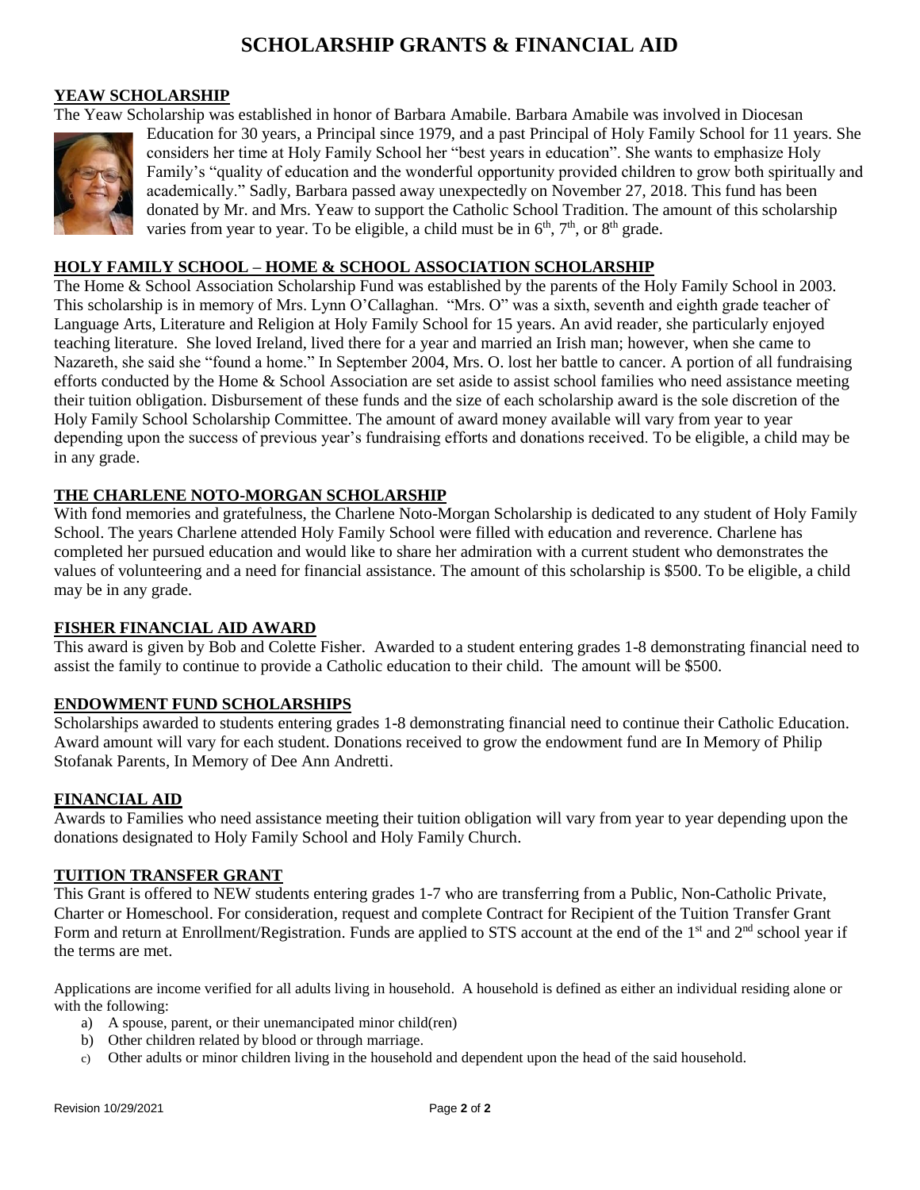# SCHOLARSHIP GRANTS & FINANCIAL AID

## YEAW SCHOLARSHIP

The Yeaw Scholarship was established in honor of Barbara Amabile. Barbara Amabile was involved in Diocesan Education for 30 years, a Principal since 1979, and a past Principal of Holy Family School for 11 years. She considers her time at Holy Family School her "best years in education". She wants to emphasize Holy Family's "quality of education and the wonderful opportunity provided children to grow both spiritually and academically." Sadly, Barbara passed away unexpectedly on November 27, 2018. This fund has been donated by Mr. and Mrs. Yeaw to support the Catholic School Tradition. The amount of this scholarship varies from year to year. To be eligible, a child must be in 6th, 7th, or 8th grade.

## HOLY FAMILY SCHOOL – HOME & SCHOOL ASSOCIATION SCHOLARSHIP

The Home & School Association Scholarship Fund was established by the parents of the Holy Family School in 2003. This scholarship is in memory of Mrs. Lynn O'Callaghan. "Mrs. O" was a sixth, seventh and eighth grade teacher of Language Arts, Literature and Religion at Holy Family School for 15 years. An avid reader, she particularly enjoyed teaching literature. She loved Ireland, lived there for a year and married an Irish man; however, when she came to Nazareth, she said she "found a home." In September 2004, Mrs. O. lost her battle to cancer. A portion of all fundraising efforts conducted by the Home & School Association are set aside to assist school families who need assistance meeting their tuition obligation. Disbursement of these funds and the size of each scholarship award is the sole discretion of the Holy Family School Scholarship Committee. The amount of award money available will vary from year to year depending upon the success of previous year's fundraising efforts and donations received. To be eligible, a child may be in any grade.

## THE CHARLENE NOTO-MORGAN SCHOLARSHIP

With fond memories and gratefulness, the Charlene Noto-Morgan Scholarship is dedicated to any student of Holy Family School. The years Charlene attended Holy Family School were filled with education and reverence. Charlene has completed her pursued education and would like to share her admiration with a current student who demonstrates the values of volunteering and a need for financial assistance. The amount of this scholarship is $500. To be eligible, a child may be in any grade.

## FISHER FINANCIAL AID AWARD

This award is given by Bob and Colette Fisher. Awarded to a student entering grades 1-8 demonstrating financial need to assist the family to continue to provide a Catholic education to their child. The amount will be $500.

## ENDOWMENT FUND SCHOLARSHIPS

Scholarships awarded to students entering grades 1-8 demonstrating financial need to continue their Catholic Education. Award amount will vary for each student. Donations received to grow the endowment fund are In Memory of Philip Stofanak Parents, In Memory of Dee Ann Andretti.

## FINANCIAL AID

Awards to Families who need assistance meeting their tuition obligation will vary from year to year depending upon the donations designated to Holy Family School and Holy Family Church.

## TUITION TRANSFER GRANT

This Grant is offered to NEW students entering grades 1-7 who are transferring from a Public, Non-Catholic Private, Charter or Homeschool. For consideration, request and complete Contract for Recipient of the Tuition Transfer Grant Form and return at Enrollment/Registration. Funds are applied to STS account at the end of the 1st and 2nd school year if the terms are met.

Applications are income verified for all adults living in household. A household is defined as either an individual residing alone or with the following:

a) A spouse, parent, or their unemancipated minor child(ren)
b) Other children related by blood or through marriage.
c) Other adults or minor children living in the household and dependent upon the head of the said household.

Revision 10/29/2021